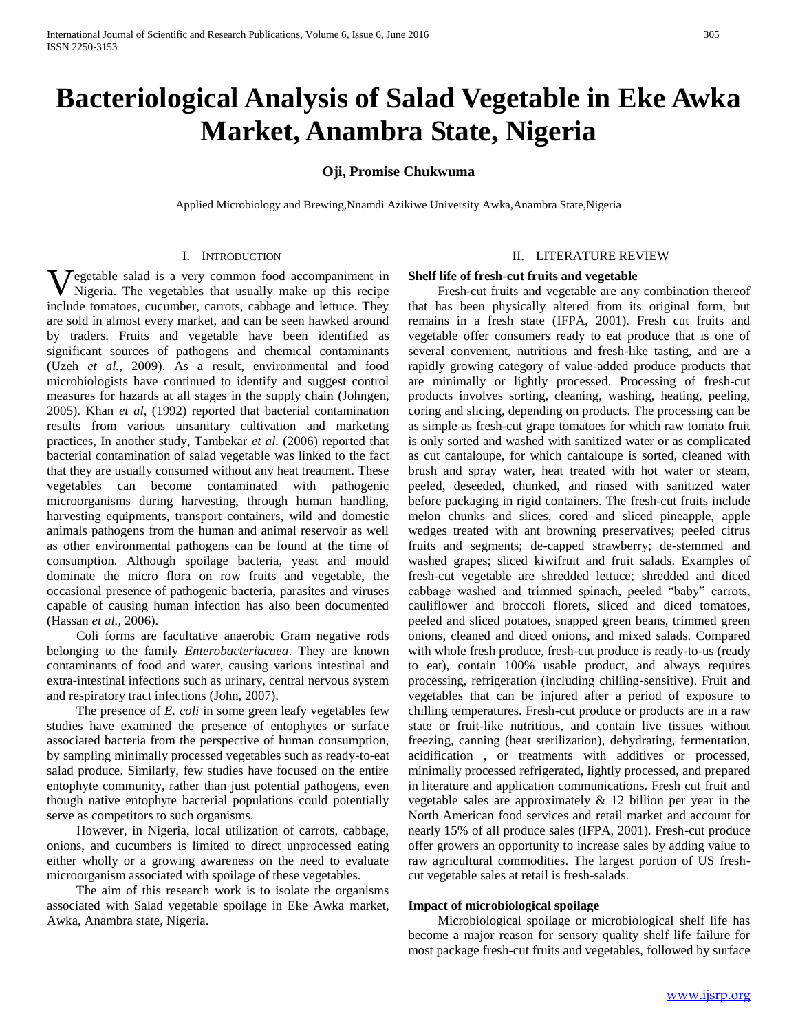# Bacteriological Analysis of Salad Vegetable in Eke Awka Market, Anambra State, Nigeria

**Oji, Promise Chukwuma**

Applied Microbiology and Brewing,Nnamdi Azikiwe University Awka,Anambra State,Nigeria

## I. Introduction

Vegetable salad is a very common food accompaniment in Nigeria. The vegetables that usually make up this recipe include tomatoes, cucumber, carrots, cabbage and lettuce. They are sold in almost every market, and can be seen hawked around by traders. Fruits and vegetable have been identified as significant sources of pathogens and chemical contaminants (Uzeh *et al.,* 2009). As a result, environmental and food microbiologists have continued to identify and suggest control measures for hazards at all stages in the supply chain (Johngen, 2005). Khan *et al,* (1992) reported that bacterial contamination results from various unsanitary cultivation and marketing practices, In another study, Tambekar *et al.* (2006) reported that bacterial contamination of salad vegetable was linked to the fact that they are usually consumed without any heat treatment. These vegetables can become contaminated with pathogenic microorganisms during harvesting, through human handling, harvesting equipments, transport containers, wild and domestic animals pathogens from the human and animal reservoir as well as other environmental pathogens can be found at the time of consumption. Although spoilage bacteria, yeast and mould dominate the micro flora on row fruits and vegetable, the occasional presence of pathogenic bacteria, parasites and viruses capable of causing human infection has also been documented (Hassan *et al.,* 2006).

Coli forms are facultative anaerobic Gram negative rods belonging to the family *Enterobacteriacaea*. They are known contaminants of food and water, causing various intestinal and extra-intestinal infections such as urinary, central nervous system and respiratory tract infections (John, 2007).

The presence of *E. coli* in some green leafy vegetables few studies have examined the presence of entophytes or surface associated bacteria from the perspective of human consumption, by sampling minimally processed vegetables such as ready-to-eat salad produce. Similarly, few studies have focused on the entire entophyte community, rather than just potential pathogens, even though native entophyte bacterial populations could potentially serve as competitors to such organisms.

However, in Nigeria, local utilization of carrots, cabbage, onions, and cucumbers is limited to direct unprocessed eating either wholly or a growing awareness on the need to evaluate microorganism associated with spoilage of these vegetables.

The aim of this research work is to isolate the organisms associated with Salad vegetable spoilage in Eke Awka market, Awka, Anambra state, Nigeria.

## II. Literature Review

### Shelf life of fresh-cut fruits and vegetable

Fresh-cut fruits and vegetable are any combination thereof that has been physically altered from its original form, but remains in a fresh state (IFPA, 2001). Fresh cut fruits and vegetable offer consumers ready to eat produce that is one of several convenient, nutritious and fresh-like tasting, and are a rapidly growing category of value-added produce products that are minimally or lightly processed. Processing of fresh-cut products involves sorting, cleaning, washing, heating, peeling, coring and slicing, depending on products. The processing can be as simple as fresh-cut grape tomatoes for which raw tomato fruit is only sorted and washed with sanitized water or as complicated as cut cantaloupe, for which cantaloupe is sorted, cleaned with brush and spray water, heat treated with hot water or steam, peeled, deseeded, chunked, and rinsed with sanitized water before packaging in rigid containers. The fresh-cut fruits include melon chunks and slices, cored and sliced pineapple, apple wedges treated with ant browning preservatives; peeled citrus fruits and segments; de-capped strawberry; de-stemmed and washed grapes; sliced kiwifruit and fruit salads. Examples of fresh-cut vegetable are shredded lettuce; shredded and diced cabbage washed and trimmed spinach, peeled "baby" carrots, cauliflower and broccoli florets, sliced and diced tomatoes, peeled and sliced potatoes, snapped green beans, trimmed green onions, cleaned and diced onions, and mixed salads. Compared with whole fresh produce, fresh-cut produce is ready-to-us (ready to eat), contain 100% usable product, and always requires processing, refrigeration (including chilling-sensitive). Fruit and vegetables that can be injured after a period of exposure to chilling temperatures. Fresh-cut produce or products are in a raw state or fruit-like nutritious, and contain live tissues without freezing, canning (heat sterilization), dehydrating, fermentation, acidification , or treatments with additives or processed, minimally processed refrigerated, lightly processed, and prepared in literature and application communications. Fresh cut fruit and vegetable sales are approximately & 12 billion per year in the North American food services and retail market and account for nearly 15% of all produce sales (IFPA, 2001). Fresh-cut produce offer growers an opportunity to increase sales by adding value to raw agricultural commodities. The largest portion of US fresh-cut vegetable sales at retail is fresh-salads.

### Impact of microbiological spoilage

Microbiological spoilage or microbiological shelf life has become a major reason for sensory quality shelf life failure for most package fresh-cut fruits and vegetables, followed by surface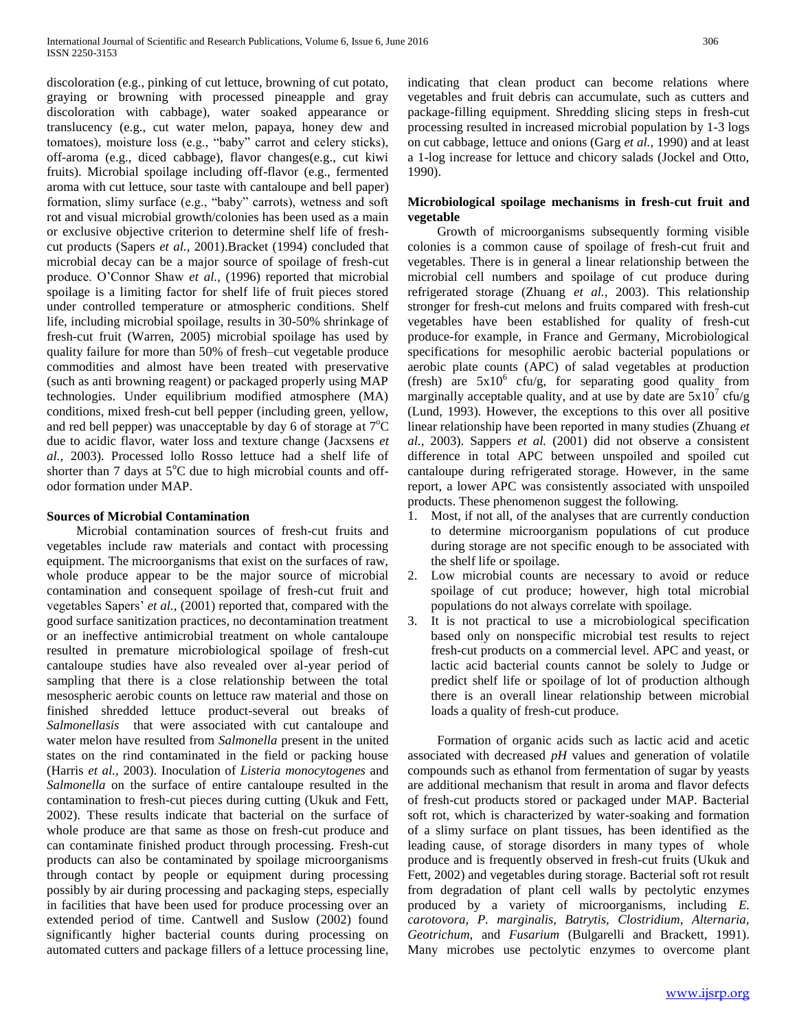discoloration (e.g., pinking of cut lettuce, browning of cut potato, graying or browning with processed pineapple and gray discoloration with cabbage), water soaked appearance or translucency (e.g., cut water melon, papaya, honey dew and tomatoes), moisture loss (e.g., "baby" carrot and celery sticks), off-aroma (e.g., diced cabbage), flavor changes(e.g., cut kiwi fruits). Microbial spoilage including off-flavor (e.g., fermented aroma with cut lettuce, sour taste with cantaloupe and bell paper) formation, slimy surface (e.g., "baby" carrots), wetness and soft rot and visual microbial growth/colonies has been used as a main or exclusive objective criterion to determine shelf life of fresh-cut products (Sapers *et al.,* 2001).Bracket (1994) concluded that microbial decay can be a major source of spoilage of fresh-cut produce. O'Connor Shaw *et al.,* (1996) reported that microbial spoilage is a limiting factor for shelf life of fruit pieces stored under controlled temperature or atmospheric conditions. Shelf life, including microbial spoilage, results in 30-50% shrinkage of fresh-cut fruit (Warren, 2005) microbial spoilage has used by quality failure for more than 50% of fresh–cut vegetable produce commodities and almost have been treated with preservative (such as anti browning reagent) or packaged properly using MAP technologies. Under equilibrium modified atmosphere (MA) conditions, mixed fresh-cut bell pepper (including green, yellow, and red bell pepper) was unacceptable by day 6 of storage at 7°C due to acidic flavor, water loss and texture change (Jacxsens *et al.,* 2003). Processed lollo Rosso lettuce had a shelf life of shorter than 7 days at 5°C due to high microbial counts and off-odor formation under MAP.

## Sources of Microbial Contamination

Microbial contamination sources of fresh-cut fruits and vegetables include raw materials and contact with processing equipment. The microorganisms that exist on the surfaces of raw, whole produce appear to be the major source of microbial contamination and consequent spoilage of fresh-cut fruit and vegetables Sapers' *et al.,* (2001) reported that, compared with the good surface sanitization practices, no decontamination treatment or an ineffective antimicrobial treatment on whole cantaloupe resulted in premature microbiological spoilage of fresh-cut cantaloupe studies have also revealed over al-year period of sampling that there is a close relationship between the total mesospheric aerobic counts on lettuce raw material and those on finished shredded lettuce product-several out breaks of *Salmonellasis* that were associated with cut cantaloupe and water melon have resulted from *Salmonella* present in the united states on the rind contaminated in the field or packing house (Harris *et al.,* 2003). Inoculation of *Listeria monocytogenes* and *Salmonella* on the surface of entire cantaloupe resulted in the contamination to fresh-cut pieces during cutting (Ukuk and Fett, 2002). These results indicate that bacterial on the surface of whole produce are that same as those on fresh-cut produce and can contaminate finished product through processing. Fresh-cut products can also be contaminated by spoilage microorganisms through contact by people or equipment during processing possibly by air during processing and packaging steps, especially in facilities that have been used for produce processing over an extended period of time. Cantwell and Suslow (2002) found significantly higher bacterial counts during processing on automated cutters and package fillers of a lettuce processing line, indicating that clean product can become relations where vegetables and fruit debris can accumulate, such as cutters and package-filling equipment. Shredding slicing steps in fresh-cut processing resulted in increased microbial population by 1-3 logs on cut cabbage, lettuce and onions (Garg *et al.,* 1990) and at least a 1-log increase for lettuce and chicory salads (Jockel and Otto, 1990).

## Microbiological spoilage mechanisms in fresh-cut fruit and vegetable

Growth of microorganisms subsequently forming visible colonies is a common cause of spoilage of fresh-cut fruit and vegetables. There is in general a linear relationship between the microbial cell numbers and spoilage of cut produce during refrigerated storage (Zhuang *et al.,* 2003). This relationship stronger for fresh-cut melons and fruits compared with fresh-cut vegetables have been established for quality of fresh-cut produce-for example, in France and Germany, Microbiological specifications for mesophilic aerobic bacterial populations or aerobic plate counts (APC) of salad vegetables at production (fresh) are $5x10^6$ cfu/g, for separating good quality from marginally acceptable quality, and at use by date are $5x10^7$ cfu/g (Lund, 1993). However, the exceptions to this over all positive linear relationship have been reported in many studies (Zhuang *et al.,* 2003). Sappers *et al.* (2001) did not observe a consistent difference in total APC between unspoiled and spoiled cut cantaloupe during refrigerated storage. However, in the same report, a lower APC was consistently associated with unspoiled products. These phenomenon suggest the following.

1. Most, if not all, of the analyses that are currently conduction to determine microorganism populations of cut produce during storage are not specific enough to be associated with the shelf life or spoilage.
2. Low microbial counts are necessary to avoid or reduce spoilage of cut produce; however, high total microbial populations do not always correlate with spoilage.
3. It is not practical to use a microbiological specification based only on nonspecific microbial test results to reject fresh-cut products on a commercial level. APC and yeast, or lactic acid bacterial counts cannot be solely to Judge or predict shelf life or spoilage of lot of production although there is an overall linear relationship between microbial loads a quality of fresh-cut produce.

Formation of organic acids such as lactic acid and acetic associated with decreased *pH* values and generation of volatile compounds such as ethanol from fermentation of sugar by yeasts are additional mechanism that result in aroma and flavor defects of fresh-cut products stored or packaged under MAP. Bacterial soft rot, which is characterized by water-soaking and formation of a slimy surface on plant tissues, has been identified as the leading cause, of storage disorders in many types of whole produce and is frequently observed in fresh-cut fruits (Ukuk and Fett, 2002) and vegetables during storage. Bacterial soft rot result from degradation of plant cell walls by pectolytic enzymes produced by a variety of microorganisms, including *E. carotovora, P. marginalis, Batrytis, Clostridium, Alternaria, Geotrichum,* and *Fusarium* (Bulgarelli and Brackett, 1991). Many microbes use pectolytic enzymes to overcome plant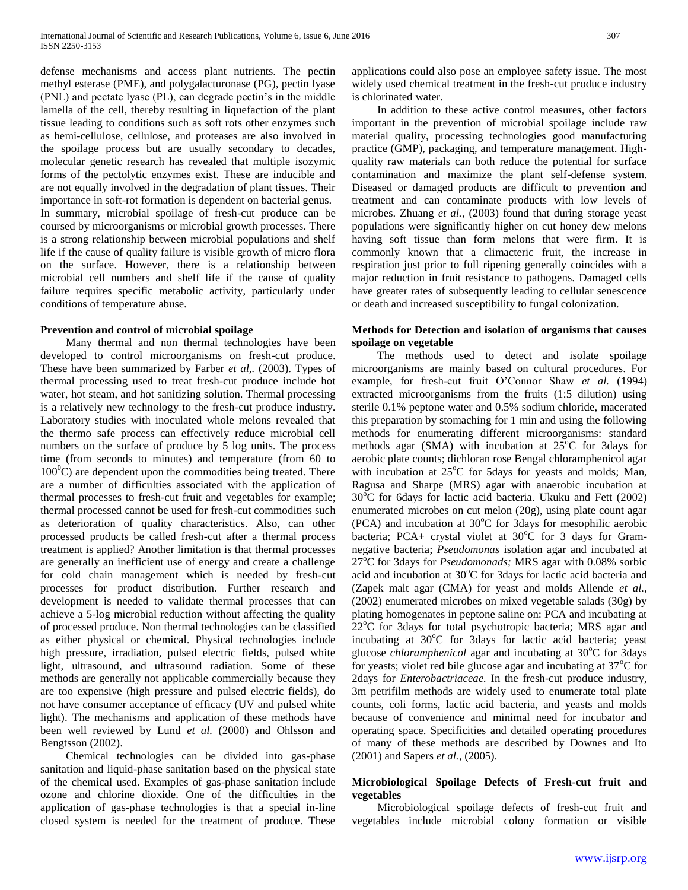defense mechanisms and access plant nutrients. The pectin methyl esterase (PME), and polygalacturonase (PG), pectin lyase (PNL) and pectate lyase (PL), can degrade pectin's in the middle lamella of the cell, thereby resulting in liquefaction of the plant tissue leading to conditions such as soft rots other enzymes such as hemi-cellulose, cellulose, and proteases are also involved in the spoilage process but are usually secondary to decades, molecular genetic research has revealed that multiple isozymic forms of the pectolytic enzymes exist. These are inducible and are not equally involved in the degradation of plant tissues. Their importance in soft-rot formation is dependent on bacterial genus.

In summary, microbial spoilage of fresh-cut produce can be coursed by microorganisms or microbial growth processes. There is a strong relationship between microbial populations and shelf life if the cause of quality failure is visible growth of micro flora on the surface. However, there is a relationship between microbial cell numbers and shelf life if the cause of quality failure requires specific metabolic activity, particularly under conditions of temperature abuse.

**Prevention and control of microbial spoilage**

Many thermal and non thermal technologies have been developed to control microorganisms on fresh-cut produce. These have been summarized by Farber *et al*,. (2003). Types of thermal processing used to treat fresh-cut produce include hot water, hot steam, and hot sanitizing solution. Thermal processing is a relatively new technology to the fresh-cut produce industry. Laboratory studies with inoculated whole melons revealed that the thermo safe process can effectively reduce microbial cell numbers on the surface of produce by 5 log units. The process time (from seconds to minutes) and temperature (from 60 to $100^0$C) are dependent upon the commodities being treated. There are a number of difficulties associated with the application of thermal processes to fresh-cut fruit and vegetables for example; thermal processed cannot be used for fresh-cut commodities such as deterioration of quality characteristics. Also, can other processed products be called fresh-cut after a thermal process treatment is applied? Another limitation is that thermal processes are generally an inefficient use of energy and create a challenge for cold chain management which is needed by fresh-cut processes for product distribution. Further research and development is needed to validate thermal processes that can achieve a 5-log microbial reduction without affecting the quality of processed produce. Non thermal technologies can be classified as either physical or chemical. Physical technologies include high pressure, irradiation, pulsed electric fields, pulsed white light, ultrasound, and ultrasound radiation. Some of these methods are generally not applicable commercially because they are too expensive (high pressure and pulsed electric fields), do not have consumer acceptance of efficacy (UV and pulsed white light). The mechanisms and application of these methods have been well reviewed by Lund *et al.* (2000) and Ohlsson and Bengtsson (2002).

Chemical technologies can be divided into gas-phase sanitation and liquid-phase sanitation based on the physical state of the chemical used. Examples of gas-phase sanitation include ozone and chlorine dioxide. One of the difficulties in the application of gas-phase technologies is that a special in-line closed system is needed for the treatment of produce. These applications could also pose an employee safety issue. The most widely used chemical treatment in the fresh-cut produce industry is chlorinated water.

In addition to these active control measures, other factors important in the prevention of microbial spoilage include raw material quality, processing technologies good manufacturing practice (GMP), packaging, and temperature management. High-quality raw materials can both reduce the potential for surface contamination and maximize the plant self-defense system. Diseased or damaged products are difficult to prevention and treatment and can contaminate products with low levels of microbes. Zhuang *et al.,* (2003) found that during storage yeast populations were significantly higher on cut honey dew melons having soft tissue than form melons that were firm. It is commonly known that a climacteric fruit, the increase in respiration just prior to full ripening generally coincides with a major reduction in fruit resistance to pathogens. Damaged cells have greater rates of subsequently leading to cellular senescence or death and increased susceptibility to fungal colonization.

**Methods for Detection and isolation of organisms that causes spoilage on vegetable**

The methods used to detect and isolate spoilage microorganisms are mainly based on cultural procedures. For example, for fresh-cut fruit O'Connor Shaw *et al.* (1994) extracted microorganisms from the fruits (1:5 dilution) using sterile 0.1% peptone water and 0.5% sodium chloride, macerated this preparation by stomaching for 1 min and using the following methods for enumerating different microorganisms: standard methods agar (SMA) with incubation at $25^o$C for 3days for aerobic plate counts; dichloran rose Bengal chloramphenicol agar with incubation at $25^o$C for 5days for yeasts and molds; Man, Ragusa and Sharpe (MRS) agar with anaerobic incubation at $30^o$C for 6days for lactic acid bacteria. Ukuku and Fett (2002) enumerated microbes on cut melon (20g), using plate count agar (PCA) and incubation at $30^o$C for 3days for mesophilic aerobic bacteria; PCA+ crystal violet at $30^o$C for 3 days for Gram-negative bacteria; *Pseudomonas* isolation agar and incubated at $27^o$C for 3days for *Pseudomonads;* MRS agar with 0.08% sorbic acid and incubation at $30^o$C for 3days for lactic acid bacteria and (Zapek malt agar (CMA) for yeast and molds Allende *et al.,* (2002) enumerated microbes on mixed vegetable salads (30g) by plating homogenates in peptone saline on: PCA and incubating at $22^o$C for 3days for total psychotropic bacteria; MRS agar and incubating at $30^o$C for 3days for lactic acid bacteria; yeast glucose *chloramphenicol* agar and incubating at $30^o$C for 3days for yeasts; violet red bile glucose agar and incubating at $37^o$C for 2days for *Enterobactriaceae.* In the fresh-cut produce industry, 3m petrifilm methods are widely used to enumerate total plate counts, coli forms, lactic acid bacteria, and yeasts and molds because of convenience and minimal need for incubator and operating space. Specificities and detailed operating procedures of many of these methods are described by Downes and Ito (2001) and Sapers *et al.,* (2005).

**Microbiological Spoilage Defects of Fresh-cut fruit and vegetables**

Microbiological spoilage defects of fresh-cut fruit and vegetables include microbial colony formation or visible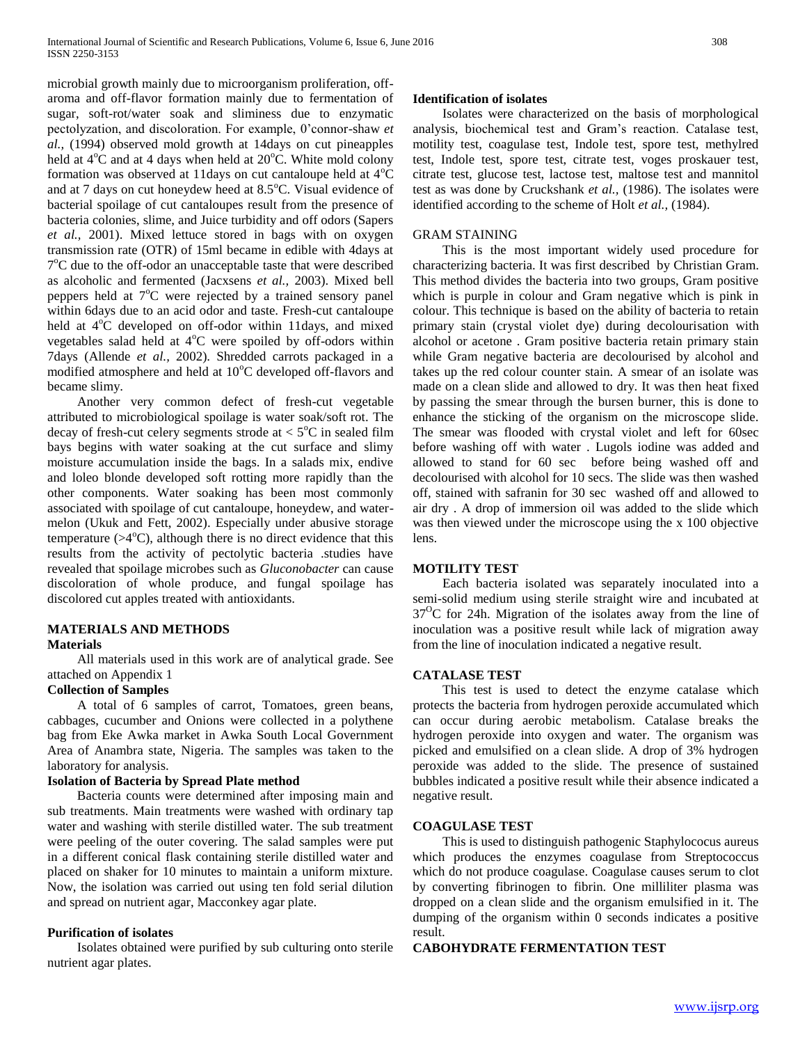microbial growth mainly due to microorganism proliferation, off-aroma and off-flavor formation mainly due to fermentation of sugar, soft-rot/water soak and sliminess due to enzymatic pectolyzation, and discoloration. For example, 0'connor-shaw *et al.,* (1994) observed mold growth at 14days on cut pineapples held at 4°C and at 4 days when held at 20°C. White mold colony formation was observed at 11days on cut cantaloupe held at 4°C and at 7 days on cut honeydew heed at 8.5°C. Visual evidence of bacterial spoilage of cut cantaloupes result from the presence of bacteria colonies, slime, and Juice turbidity and off odors (Sapers *et al.,* 2001). Mixed lettuce stored in bags with on oxygen transmission rate (OTR) of 15ml became in edible with 4days at 7°C due to the off-odor an unacceptable taste that were described as alcoholic and fermented (Jacxsens *et al.,* 2003). Mixed bell peppers held at 7°C were rejected by a trained sensory panel within 6days due to an acid odor and taste. Fresh-cut cantaloupe held at 4°C developed on off-odor within 11days, and mixed vegetables salad held at 4°C were spoiled by off-odors within 7days (Allende *et al.,* 2002). Shredded carrots packaged in a modified atmosphere and held at 10°C developed off-flavors and became slimy.

Another very common defect of fresh-cut vegetable attributed to microbiological spoilage is water soak/soft rot. The decay of fresh-cut celery segments strode at < 5°C in sealed film bays begins with water soaking at the cut surface and slimy moisture accumulation inside the bags. In a salads mix, endive and loleo blonde developed soft rotting more rapidly than the other components. Water soaking has been most commonly associated with spoilage of cut cantaloupe, honeydew, and water-melon (Ukuk and Fett, 2002). Especially under abusive storage temperature (>4°C), although there is no direct evidence that this results from the activity of pectolytic bacteria .studies have revealed that spoilage microbes such as *Gluconobacter* can cause discoloration of whole produce, and fungal spoilage has discolored cut apples treated with antioxidants.

## MATERIALS AND METHODS

### Materials

All materials used in this work are of analytical grade. See attached on Appendix 1

### Collection of Samples

A total of 6 samples of carrot, Tomatoes, green beans, cabbages, cucumber and Onions were collected in a polythene bag from Eke Awka market in Awka South Local Government Area of Anambra state, Nigeria. The samples was taken to the laboratory for analysis.

### Isolation of Bacteria by Spread Plate method

Bacteria counts were determined after imposing main and sub treatments. Main treatments were washed with ordinary tap water and washing with sterile distilled water. The sub treatment were peeling of the outer covering. The salad samples were put in a different conical flask containing sterile distilled water and placed on shaker for 10 minutes to maintain a uniform mixture. Now, the isolation was carried out using ten fold serial dilution and spread on nutrient agar, Macconkey agar plate.

### Purification of isolates

Isolates obtained were purified by sub culturing onto sterile nutrient agar plates.

### Identification of isolates

Isolates were characterized on the basis of morphological analysis, biochemical test and Gram's reaction. Catalase test, motility test, coagulase test, Indole test, spore test, methylred test, Indole test, spore test, citrate test, voges proskauer test, citrate test, glucose test, lactose test, maltose test and mannitol test as was done by Cruckshank *et al.,* (1986). The isolates were identified according to the scheme of Holt *et al.,* (1984).

### GRAM STAINING

This is the most important widely used procedure for characterizing bacteria. It was first described by Christian Gram. This method divides the bacteria into two groups, Gram positive which is purple in colour and Gram negative which is pink in colour. This technique is based on the ability of bacteria to retain primary stain (crystal violet dye) during decolourisation with alcohol or acetone . Gram positive bacteria retain primary stain while Gram negative bacteria are decolourised by alcohol and takes up the red colour counter stain. A smear of an isolate was made on a clean slide and allowed to dry. It was then heat fixed by passing the smear through the bursen burner, this is done to enhance the sticking of the organism on the microscope slide. The smear was flooded with crystal violet and left for 60sec before washing off with water . Lugols iodine was added and allowed to stand for 60 sec before being washed off and decolourised with alcohol for 10 secs. The slide was then washed off, stained with safranin for 30 sec washed off and allowed to air dry . A drop of immersion oil was added to the slide which was then viewed under the microscope using the x 100 objective lens.

### MOTILITY TEST

Each bacteria isolated was separately inoculated into a semi-solid medium using sterile straight wire and incubated at 37°C for 24h. Migration of the isolates away from the line of inoculation was a positive result while lack of migration away from the line of inoculation indicated a negative result.

### CATALASE TEST

This test is used to detect the enzyme catalase which protects the bacteria from hydrogen peroxide accumulated which can occur during aerobic metabolism. Catalase breaks the hydrogen peroxide into oxygen and water. The organism was picked and emulsified on a clean slide. A drop of 3% hydrogen peroxide was added to the slide. The presence of sustained bubbles indicated a positive result while their absence indicated a negative result.

### COAGULASE TEST

This is used to distinguish pathogenic Staphylococus aureus which produces the enzymes coagulase from Streptococcus which do not produce coagulase. Coagulase causes serum to clot by converting fibrinogen to fibrin. One milliliter plasma was dropped on a clean slide and the organism emulsified in it. The dumping of the organism within 0 seconds indicates a positive result.

### CABOHYDRATE FERMENTATION TEST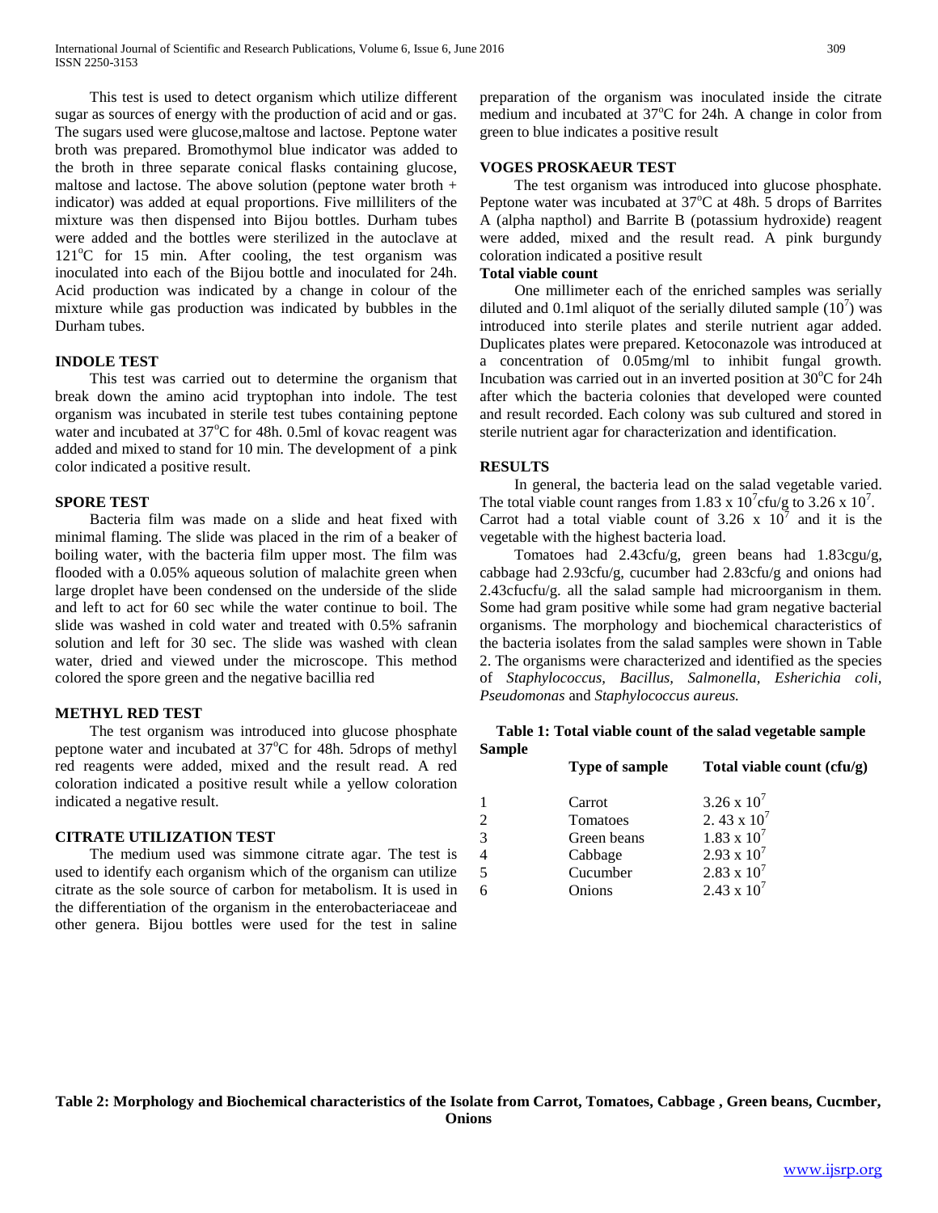This test is used to detect organism which utilize different sugar as sources of energy with the production of acid and or gas. The sugars used were glucose,maltose and lactose. Peptone water broth was prepared. Bromothymol blue indicator was added to the broth in three separate conical flasks containing glucose, maltose and lactose. The above solution (peptone water broth + indicator) was added at equal proportions. Five milliliters of the mixture was then dispensed into Bijou bottles. Durham tubes were added and the bottles were sterilized in the autoclave at 121°C for 15 min. After cooling, the test organism was inoculated into each of the Bijou bottle and inoculated for 24h. Acid production was indicated by a change in colour of the mixture while gas production was indicated by bubbles in the Durham tubes.

### INDOLE TEST

This test was carried out to determine the organism that break down the amino acid tryptophan into indole. The test organism was incubated in sterile test tubes containing peptone water and incubated at 37°C for 48h. 0.5ml of kovac reagent was added and mixed to stand for 10 min. The development of a pink color indicated a positive result.

### SPORE TEST

Bacteria film was made on a slide and heat fixed with minimal flaming. The slide was placed in the rim of a beaker of boiling water, with the bacteria film upper most. The film was flooded with a 0.05% aqueous solution of malachite green when large droplet have been condensed on the underside of the slide and left to act for 60 sec while the water continue to boil. The slide was washed in cold water and treated with 0.5% safranin solution and left for 30 sec. The slide was washed with clean water, dried and viewed under the microscope. This method colored the spore green and the negative bacillia red

### METHYL RED TEST

The test organism was introduced into glucose phosphate peptone water and incubated at 37°C for 48h. 5drops of methyl red reagents were added, mixed and the result read. A red coloration indicated a positive result while a yellow coloration indicated a negative result.

### CITRATE UTILIZATION TEST

The medium used was simmone citrate agar. The test is used to identify each organism which of the organism can utilize citrate as the sole source of carbon for metabolism. It is used in the differentiation of the organism in the enterobacteriaceae and other genera. Bijou bottles were used for the test in saline preparation of the organism was inoculated inside the citrate medium and incubated at 37°C for 24h. A change in color from green to blue indicates a positive result

### VOGES PROSKAEUR TEST

The test organism was introduced into glucose phosphate. Peptone water was incubated at 37°C at 48h. 5 drops of Barrites A (alpha napthol) and Barrite B (potassium hydroxide) reagent were added, mixed and the result read. A pink burgundy coloration indicated a positive result

### Total viable count

One millimeter each of the enriched samples was serially diluted and 0.1ml aliquot of the serially diluted sample ($10^7$) was introduced into sterile plates and sterile nutrient agar added. Duplicates plates were prepared. Ketoconazole was introduced at a concentration of 0.05mg/ml to inhibit fungal growth. Incubation was carried out in an inverted position at 30°C for 24h after which the bacteria colonies that developed were counted and result recorded. Each colony was sub cultured and stored in sterile nutrient agar for characterization and identification.

## RESULTS

In general, the bacteria lead on the salad vegetable varied. The total viable count ranges from $1.83 \times 10^7$cfu/g to $3.26 \times 10^7$. Carrot had a total viable count of $3.26 \times 10^7$ and it is the vegetable with the highest bacteria load.

Tomatoes had 2.43cfu/g, green beans had 1.83cgu/g, cabbage had 2.93cfu/g, cucumber had 2.83cfu/g and onions had 2.43cfucfu/g. all the salad sample had microorganism in them. Some had gram positive while some had gram negative bacterial organisms. The morphology and biochemical characteristics of the bacteria isolates from the salad samples were shown in Table 2. The organisms were characterized and identified as the species of *Staphylococcus, Bacillus, Salmonella, Esherichia coli, Pseudomonas* and *Staphylococcus aureus.*

**Table 1: Total viable count of the salad vegetable sample**

| Sample | Type of sample | Total viable count (cfu/g) |
|---|---|---|
| 1 | Carrot | $3.26 \times 10^7$ |
| 2 | Tomatoes | $2.43 \times 10^7$ |
| 3 | Green beans | $1.83 \times 10^7$ |
| 4 | Cabbage | $2.93 \times 10^7$ |
| 5 | Cucumber | $2.83 \times 10^7$ |
| 6 | Onions | $2.43 \times 10^7$ |

**Table 2: Morphology and Biochemical characteristics of the Isolate from Carrot, Tomatoes, Cabbage , Green beans, Cucmber, Onions**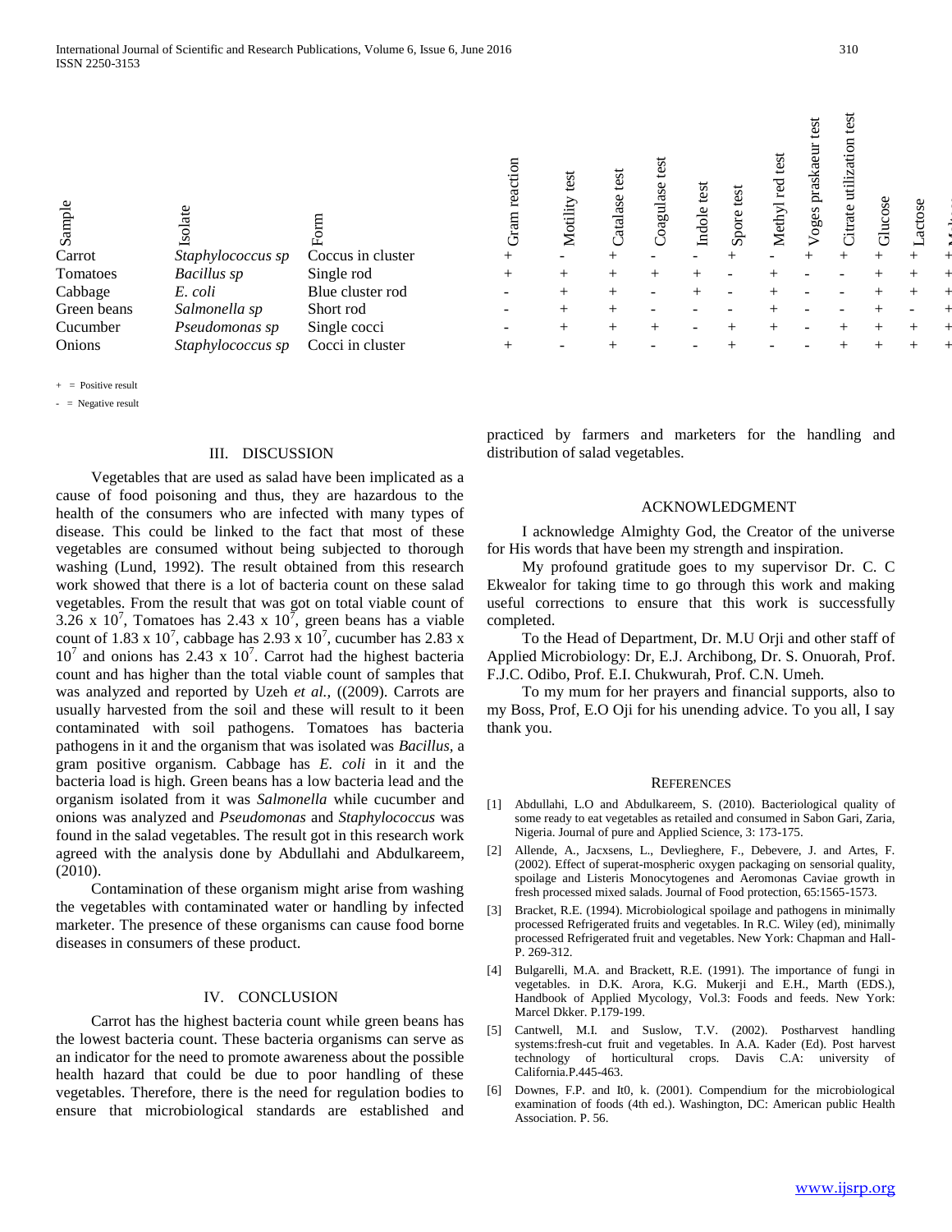| Sample | Isolate | Form | Gram reaction | Motility test | Catalase test | Coagulase test | Indole test | Spore test | Methyl red test | Voges praskaeur test | Citrate utilization test | Glucose | Lactose | M... |
|---|---|---|---|---|---|---|---|---|---|---|---|---|---|---|
| Carrot | *Staphylococcus sp* | Coccus in cluster | + | - | + | - | - | + | - | + | + | + | + | + |
| Tomatoes | *Bacillus sp* | Single rod | + | + | + | + | + | - | + | - | - | + | + | + |
| Cabbage | *E. coli* | Blue cluster rod | - | + | + | - | + | - | + | - | - | + | + | + |
| Green beans | *Salmonella sp* | Short rod | - | + | + | - | - | - | + | - | - | + | - | + |
| Cucumber | *Pseudomonas sp* | Single cocci | - | + | + | + | - | + | + | - | + | + | + | + |
| Onions | *Staphylococcus sp* | Cocci in cluster | + | - | + | - | - | + | - | - | + | + | + | + |

+ = Positive result

- = Negative result

## III. DISCUSSION

Vegetables that are used as salad have been implicated as a cause of food poisoning and thus, they are hazardous to the health of the consumers who are infected with many types of disease. This could be linked to the fact that most of these vegetables are consumed without being subjected to thorough washing (Lund, 1992). The result obtained from this research work showed that there is a lot of bacteria count on these salad vegetables. From the result that was got on total viable count of 3.26 x $10^7$, Tomatoes has 2.43 x $10^7$, green beans has a viable count of 1.83 x $10^7$, cabbage has 2.93 x $10^7$, cucumber has 2.83 x $10^7$ and onions has 2.43 x $10^7$. Carrot had the highest bacteria count and has higher than the total viable count of samples that was analyzed and reported by Uzeh *et al.,* ((2009). Carrots are usually harvested from the soil and these will result to it been contaminated with soil pathogens. Tomatoes has bacteria pathogens in it and the organism that was isolated was *Bacillus*, a gram positive organism. Cabbage has *E. coli* in it and the bacteria load is high. Green beans has a low bacteria lead and the organism isolated from it was *Salmonella* while cucumber and onions was analyzed and *Pseudomonas* and *Staphylococcus* was found in the salad vegetables. The result got in this research work agreed with the analysis done by Abdullahi and Abdulkareem, (2010).

Contamination of these organism might arise from washing the vegetables with contaminated water or handling by infected marketer. The presence of these organisms can cause food borne diseases in consumers of these product.

## IV. CONCLUSION

Carrot has the highest bacteria count while green beans has the lowest bacteria count. These bacteria organisms can serve as an indicator for the need to promote awareness about the possible health hazard that could be due to poor handling of these vegetables. Therefore, there is the need for regulation bodies to ensure that microbiological standards are established and practiced by farmers and marketers for the handling and distribution of salad vegetables.

## ACKNOWLEDGMENT

I acknowledge Almighty God, the Creator of the universe for His words that have been my strength and inspiration.

My profound gratitude goes to my supervisor Dr. C. C Ekwealor for taking time to go through this work and making useful corrections to ensure that this work is successfully completed.

To the Head of Department, Dr. M.U Orji and other staff of Applied Microbiology: Dr, E.J. Archibong, Dr. S. Onuorah, Prof. F.J.C. Odibo, Prof. E.I. Chukwurah, Prof. C.N. Umeh.

To my mum for her prayers and financial supports, also to my Boss, Prof, E.O Oji for his unending advice. To you all, I say thank you.

## REFERENCES

[1] Abdullahi, L.O and Abdulkareem, S. (2010). Bacteriological quality of some ready to eat vegetables as retailed and consumed in Sabon Gari, Zaria, Nigeria. Journal of pure and Applied Science, 3: 173-175.

[2] Allende, A., Jacxsens, L., Devlieghere, F., Debevere, J. and Artes, F. (2002). Effect of superat-mospheric oxygen packaging on sensorial quality, spoilage and Listeris Monocytogenes and Aeromonas Caviae growth in fresh processed mixed salads. Journal of Food protection, 65:1565-1573.

[3] Bracket, R.E. (1994). Microbiological spoilage and pathogens in minimally processed Refrigerated fruits and vegetables. In R.C. Wiley (ed), minimally processed Refrigerated fruit and vegetables. New York: Chapman and Hall-P. 269-312.

[4] Bulgarelli, M.A. and Brackett, R.E. (1991). The importance of fungi in vegetables. in D.K. Arora, K.G. Mukerji and E.H., Marth (EDS.), Handbook of Applied Mycology, Vol.3: Foods and feeds. New York: Marcel Dkker. P.179-199.

[5] Cantwell, M.I. and Suslow, T.V. (2002). Postharvest handling systems:fresh-cut fruit and vegetables. In A.A. Kader (Ed). Post harvest technology of horticultural crops. Davis C.A: university of California.P.445-463.

[6] Downes, F.P. and It0, k. (2001). Compendium for the microbiological examination of foods (4th ed.). Washington, DC: American public Health Association. P. 56.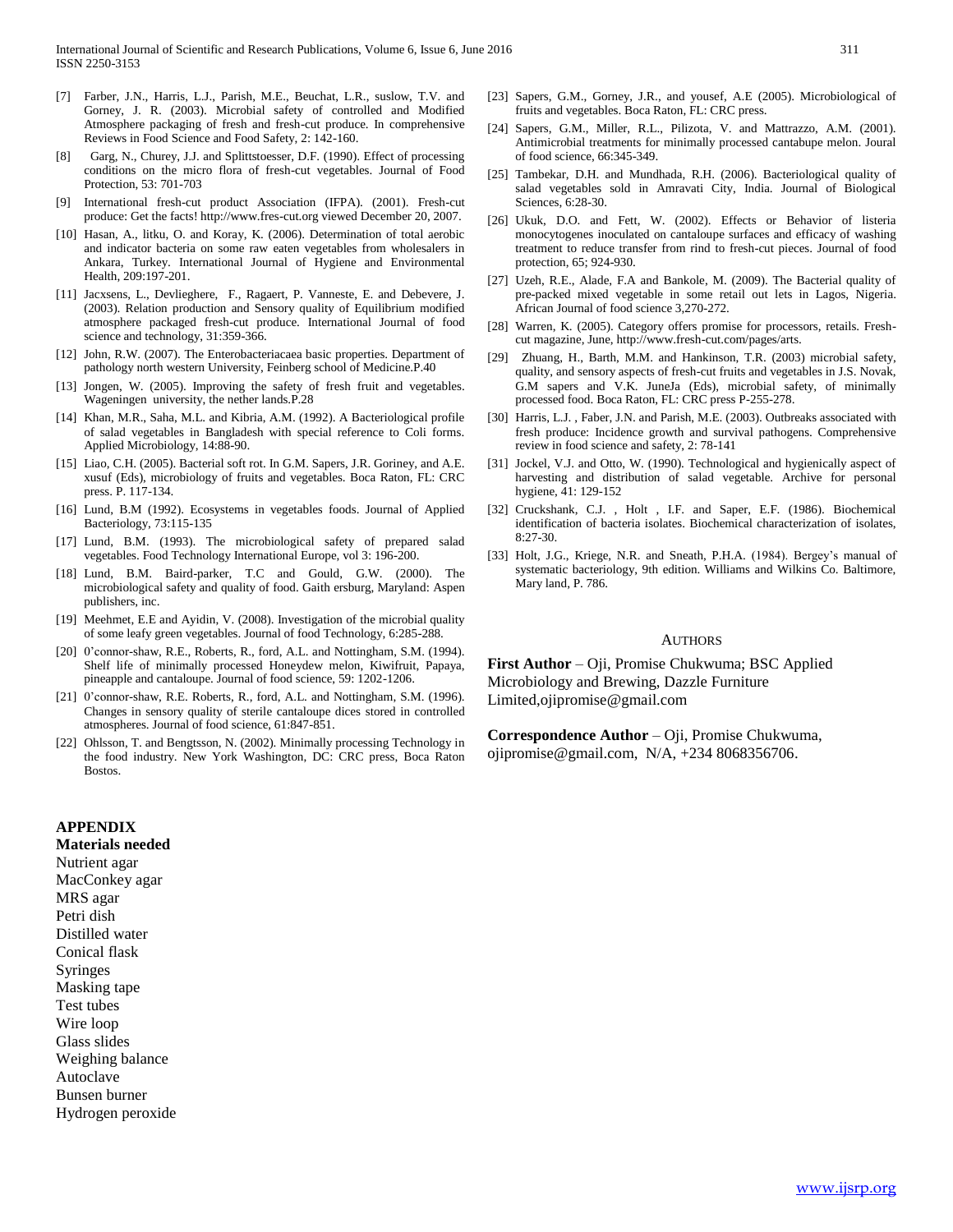[7] Farber, J.N., Harris, L.J., Parish, M.E., Beuchat, L.R., suslow, T.V. and Gorney, J. R. (2003). Microbial safety of controlled and Modified Atmosphere packaging of fresh and fresh-cut produce. In comprehensive Reviews in Food Science and Food Safety, 2: 142-160.

[8] Garg, N., Churey, J.J. and Splittstoesser, D.F. (1990). Effect of processing conditions on the micro flora of fresh-cut vegetables. Journal of Food Protection, 53: 701-703

[9] International fresh-cut product Association (IFPA). (2001). Fresh-cut produce: Get the facts! http://www.fres-cut.org viewed December 20, 2007.

[10] Hasan, A., litku, O. and Koray, K. (2006). Determination of total aerobic and indicator bacteria on some raw eaten vegetables from wholesalers in Ankara, Turkey. International Journal of Hygiene and Environmental Health, 209:197-201.

[11] Jacxsens, L., Devlieghere, F., Ragaert, P. Vanneste, E. and Debevere, J. (2003). Relation production and Sensory quality of Equilibrium modified atmosphere packaged fresh-cut produce. International Journal of food science and technology, 31:359-366.

[12] John, R.W. (2007). The Enterobacteriacaea basic properties. Department of pathology north western University, Feinberg school of Medicine.P.40

[13] Jongen, W. (2005). Improving the safety of fresh fruit and vegetables. Wageningen university, the nether lands.P.28

[14] Khan, M.R., Saha, M.L. and Kibria, A.M. (1992). A Bacteriological profile of salad vegetables in Bangladesh with special reference to Coli forms. Applied Microbiology, 14:88-90.

[15] Liao, C.H. (2005). Bacterial soft rot. In G.M. Sapers, J.R. Goriney, and A.E. xusuf (Eds), microbiology of fruits and vegetables. Boca Raton, FL: CRC press. P. 117-134.

[16] Lund, B.M (1992). Ecosystems in vegetables foods. Journal of Applied Bacteriology, 73:115-135

[17] Lund, B.M. (1993). The microbiological safety of prepared salad vegetables. Food Technology International Europe, vol 3: 196-200.

[18] Lund, B.M. Baird-parker, T.C and Gould, G.W. (2000). The microbiological safety and quality of food. Gaith ersburg, Maryland: Aspen publishers, inc.

[19] Meehmet, E.E and Ayidin, V. (2008). Investigation of the microbial quality of some leafy green vegetables. Journal of food Technology, 6:285-288.

[20] 0'connor-shaw, R.E., Roberts, R., ford, A.L. and Nottingham, S.M. (1994). Shelf life of minimally processed Honeydew melon, Kiwifruit, Papaya, pineapple and cantaloupe. Journal of food science, 59: 1202-1206.

[21] 0'connor-shaw, R.E. Roberts, R., ford, A.L. and Nottingham, S.M. (1996). Changes in sensory quality of sterile cantaloupe dices stored in controlled atmospheres. Journal of food science, 61:847-851.

[22] Ohlsson, T. and Bengtsson, N. (2002). Minimally processing Technology in the food industry. New York Washington, DC: CRC press, Boca Raton Bostos.

[23] Sapers, G.M., Gorney, J.R., and yousef, A.E (2005). Microbiological of fruits and vegetables. Boca Raton, FL: CRC press.

[24] Sapers, G.M., Miller, R.L., Pilizota, V. and Mattrazzo, A.M. (2001). Antimicrobial treatments for minimally processed cantabupe melon. Joural of food science, 66:345-349.

[25] Tambekar, D.H. and Mundhada, R.H. (2006). Bacteriological quality of salad vegetables sold in Amravati City, India. Journal of Biological Sciences, 6:28-30.

[26] Ukuk, D.O. and Fett, W. (2002). Effects or Behavior of listeria monocytogenes inoculated on cantaloupe surfaces and efficacy of washing treatment to reduce transfer from rind to fresh-cut pieces. Journal of food protection, 65; 924-930.

[27] Uzeh, R.E., Alade, F.A and Bankole, M. (2009). The Bacterial quality of pre-packed mixed vegetable in some retail out lets in Lagos, Nigeria. African Journal of food science 3,270-272.

[28] Warren, K. (2005). Category offers promise for processors, retails. Fresh-cut magazine, June, http://www.fresh-cut.com/pages/arts.

[29] Zhuang, H., Barth, M.M. and Hankinson, T.R. (2003) microbial safety, quality, and sensory aspects of fresh-cut fruits and vegetables in J.S. Novak, G.M sapers and V.K. JuneJa (Eds), microbial safety, of minimally processed food. Boca Raton, FL: CRC press P-255-278.

[30] Harris, L.J. , Faber, J.N. and Parish, M.E. (2003). Outbreaks associated with fresh produce: Incidence growth and survival pathogens. Comprehensive review in food science and safety, 2: 78-141

[31] Jockel, V.J. and Otto, W. (1990). Technological and hygienically aspect of harvesting and distribution of salad vegetable. Archive for personal hygiene, 41: 129-152

[32] Cruckshank, C.J. , Holt , I.F. and Saper, E.F. (1986). Biochemical identification of bacteria isolates. Biochemical characterization of isolates, 8:27-30.

[33] Holt, J.G., Kriege, N.R. and Sneath, P.H.A. (1984). Bergey's manual of systematic bacteriology, 9th edition. Williams and Wilkins Co. Baltimore, Mary land, P. 786.

## Authors

**First Author** – Oji, Promise Chukwuma; BSC Applied Microbiology and Brewing, Dazzle Furniture Limited,ojipromise@gmail.com

**Correspondence Author** – Oji, Promise Chukwuma, ojipromise@gmail.com, N/A, +234 8068356706.

## APPENDIX

**Materials needed**

Nutrient agar
MacConkey agar
MRS agar
Petri dish
Distilled water
Conical flask
Syringes
Masking tape
Test tubes
Wire loop
Glass slides
Weighing balance
Autoclave
Bunsen burner
Hydrogen peroxide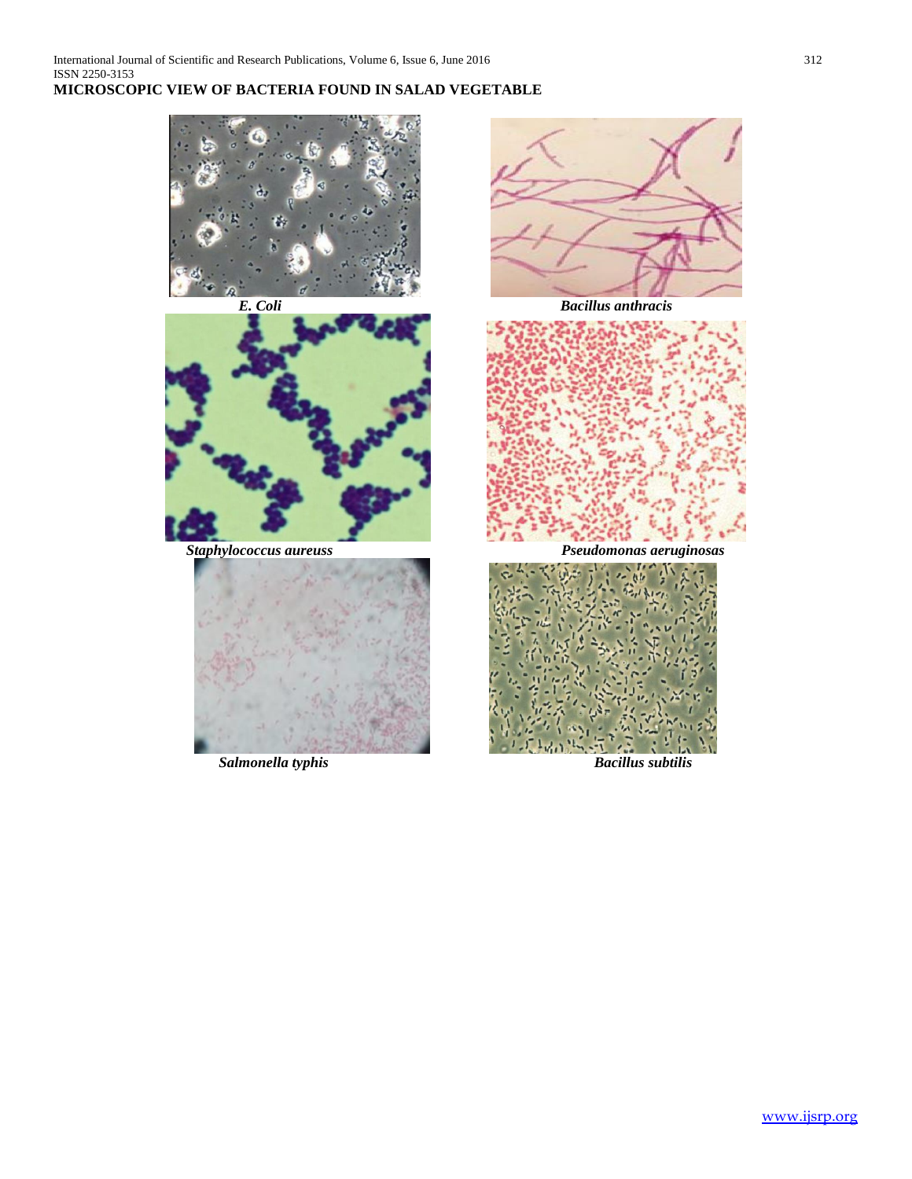**MICROSCOPIC VIEW OF BACTERIA FOUND IN SALAD VEGETABLE**

*E. Coli*

*Bacillus anthracis*

*Staphylococcus aureuss*

*Pseudomonas aeruginosas*

*Salmonella typhis*

*Bacillus subtilis*